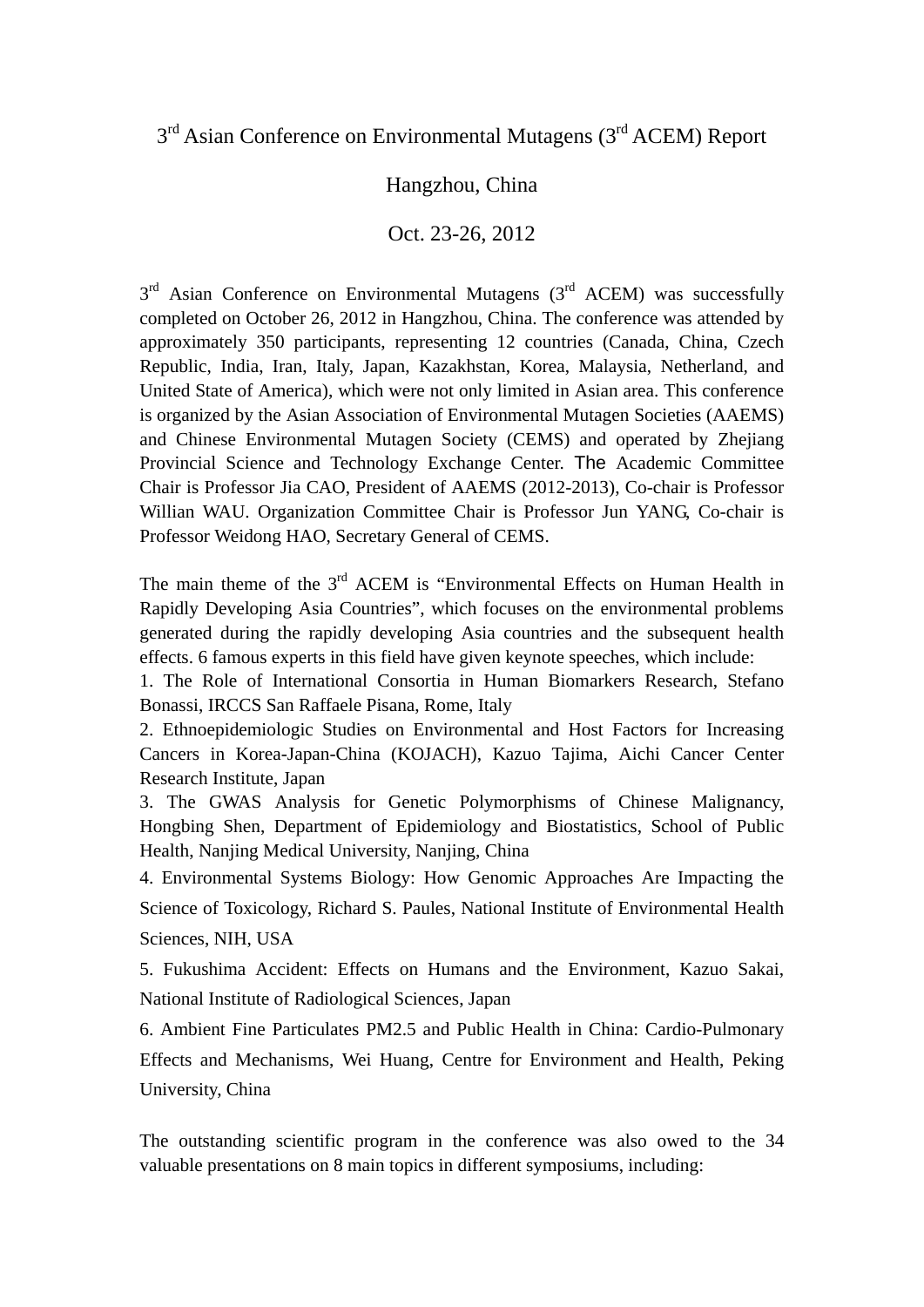# 3rd Asian Conference on Environmental Mutagens (3rd ACEM) Report

## Hangzhou, China

## Oct. 23-26, 2012

3rd Asian Conference on Environmental Mutagens (3rd ACEM) was successfully completed on October 26, 2012 in Hangzhou, China. The conference was attended by approximately 350 participants, representing 12 countries (Canada, China, Czech Republic, India, Iran, Italy, Japan, Kazakhstan, Korea, Malaysia, Netherland, and United State of America), which were not only limited in Asian area. This conference is organized by the Asian Association of Environmental Mutagen Societies (AAEMS) and Chinese Environmental Mutagen Society (CEMS) and operated by Zhejiang Provincial Science and Technology Exchange Center. The Academic Committee Chair is Professor Jia CAO, President of AAEMS (2012-2013), Co-chair is Professor Willian WAU. Organization Committee Chair is Professor Jun YANG, Co-chair is Professor Weidong HAO, Secretary General of CEMS.

The main theme of the 3rd ACEM is "Environmental Effects on Human Health in Rapidly Developing Asia Countries", which focuses on the environmental problems generated during the rapidly developing Asia countries and the subsequent health effects. 6 famous experts in this field have given keynote speeches, which include:

1. The Role of International Consortia in Human Biomarkers Research, Stefano Bonassi, IRCCS San Raffaele Pisana, Rome, Italy
2. Ethnoepidemiologic Studies on Environmental and Host Factors for Increasing Cancers in Korea-Japan-China (KOJACH), Kazuo Tajima, Aichi Cancer Center Research Institute, Japan
3. The GWAS Analysis for Genetic Polymorphisms of Chinese Malignancy, Hongbing Shen, Department of Epidemiology and Biostatistics, School of Public Health, Nanjing Medical University, Nanjing, China
4. Environmental Systems Biology: How Genomic Approaches Are Impacting the Science of Toxicology, Richard S. Paules, National Institute of Environmental Health Sciences, NIH, USA
5. Fukushima Accident: Effects on Humans and the Environment, Kazuo Sakai, National Institute of Radiological Sciences, Japan
6. Ambient Fine Particulates PM2.5 and Public Health in China: Cardio-Pulmonary Effects and Mechanisms, Wei Huang, Centre for Environment and Health, Peking University, China

The outstanding scientific program in the conference was also owed to the 34 valuable presentations on 8 main topics in different symposiums, including: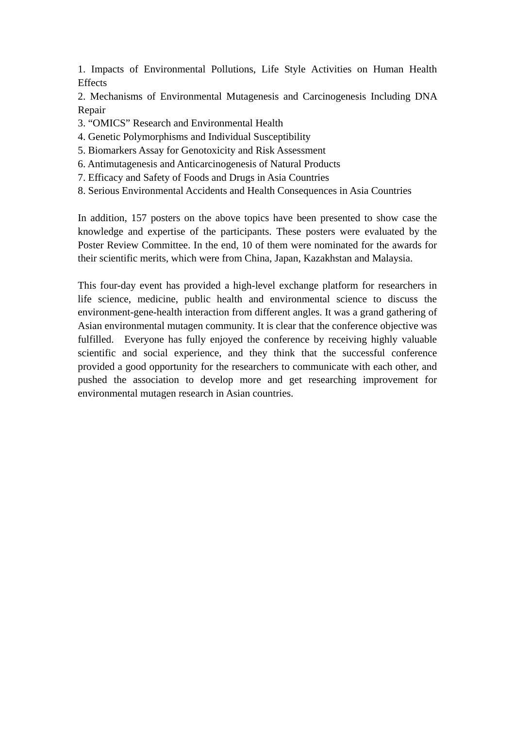1. Impacts of Environmental Pollutions, Life Style Activities on Human Health Effects
2. Mechanisms of Environmental Mutagenesis and Carcinogenesis Including DNA Repair
3. “OMICS” Research and Environmental Health
4. Genetic Polymorphisms and Individual Susceptibility
5. Biomarkers Assay for Genotoxicity and Risk Assessment
6. Antimutagenesis and Anticarcinogenesis of Natural Products
7. Efficacy and Safety of Foods and Drugs in Asia Countries
8. Serious Environmental Accidents and Health Consequences in Asia Countries

In addition, 157 posters on the above topics have been presented to show case the knowledge and expertise of the participants. These posters were evaluated by the Poster Review Committee. In the end, 10 of them were nominated for the awards for their scientific merits, which were from China, Japan, Kazakhstan and Malaysia.

This four-day event has provided a high-level exchange platform for researchers in life science, medicine, public health and environmental science to discuss the environment-gene-health interaction from different angles. It was a grand gathering of Asian environmental mutagen community. It is clear that the conference objective was fulfilled. Everyone has fully enjoyed the conference by receiving highly valuable scientific and social experience, and they think that the successful conference provided a good opportunity for the researchers to communicate with each other, and pushed the association to develop more and get researching improvement for environmental mutagen research in Asian countries.